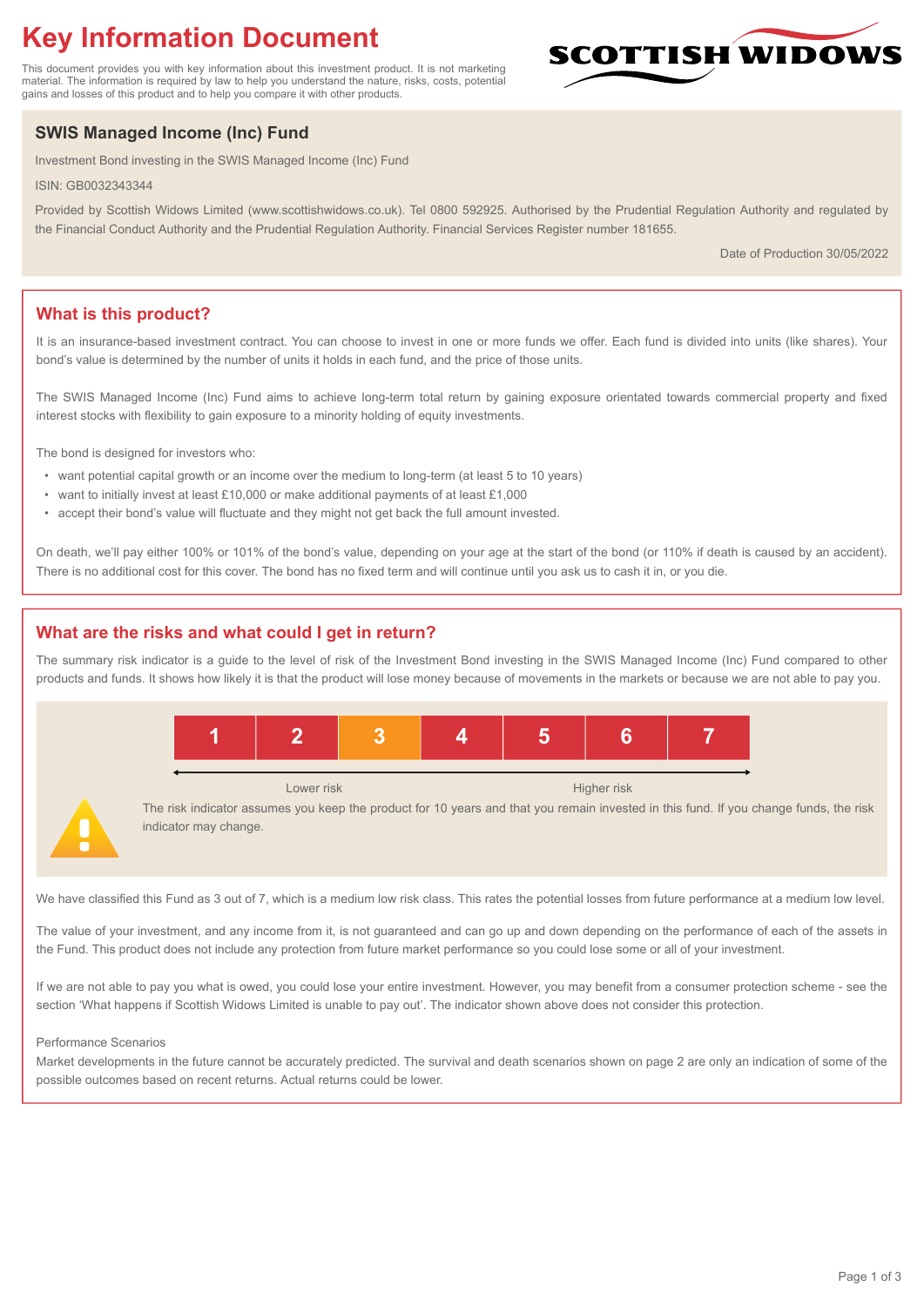# Key Information Document

This document provides you with key information about this investment product. It is not marketing material. The information is required by law to help you understand the nature, risks, costs, potential gains and losses of this product and to help you compare it with other products.

SCOTTISH WIDOWS

## SWIS Managed Income (Inc) Fund

Investment Bond investing in the SWIS Managed Income (Inc) Fund

ISIN: GB0032343344

Provided by Scottish Widows Limited (www.scottishwidows.co.uk). Tel 0800 592925. Authorised by the Prudential Regulation Authority and regulated by the Financial Conduct Authority and the Prudential Regulation Authority. Financial Services Register number 181655.

Date of Production 30/05/2022

## What is this product?

It is an insurance-based investment contract. You can choose to invest in one or more funds we offer. Each fund is divided into units (like shares). Your bond's value is determined by the number of units it holds in each fund, and the price of those units.

The SWIS Managed Income (Inc) Fund aims to achieve long-term total return by gaining exposure orientated towards commercial property and fixed interest stocks with flexibility to gain exposure to a minority holding of equity investments.

The bond is designed for investors who:

- want potential capital growth or an income over the medium to long-term (at least 5 to 10 years)
- want to initially invest at least £10,000 or make additional payments of at least £1,000
- accept their bond's value will fluctuate and they might not get back the full amount invested.

On death, we'll pay either 100% or 101% of the bond's value, depending on your age at the start of the bond (or 110% if death is caused by an accident). There is no additional cost for this cover. The bond has no fixed term and will continue until you ask us to cash it in, or you die.

## What are the risks and what could I get in return?

The summary risk indicator is a guide to the level of risk of the Investment Bond investing in the SWIS Managed Income (Inc) Fund compared to other products and funds. It shows how likely it is that the product will lose money because of movements in the markets or because we are not able to pay you.

| 1 | 2 | **3** | 4 | 5 | 6 | 7 |
|---|---|---|---|---|---|---|

Lower risk ← → Higher risk

The risk indicator assumes you keep the product for 10 years and that you remain invested in this fund. If you change funds, the risk indicator may change.

We have classified this Fund as 3 out of 7, which is a medium low risk class. This rates the potential losses from future performance at a medium low level.

The value of your investment, and any income from it, is not guaranteed and can go up and down depending on the performance of each of the assets in the Fund. This product does not include any protection from future market performance so you could lose some or all of your investment.

If we are not able to pay you what is owed, you could lose your entire investment. However, you may benefit from a consumer protection scheme - see the section 'What happens if Scottish Widows Limited is unable to pay out'. The indicator shown above does not consider this protection.

Performance Scenarios

Market developments in the future cannot be accurately predicted. The survival and death scenarios shown on page 2 are only an indication of some of the possible outcomes based on recent returns. Actual returns could be lower.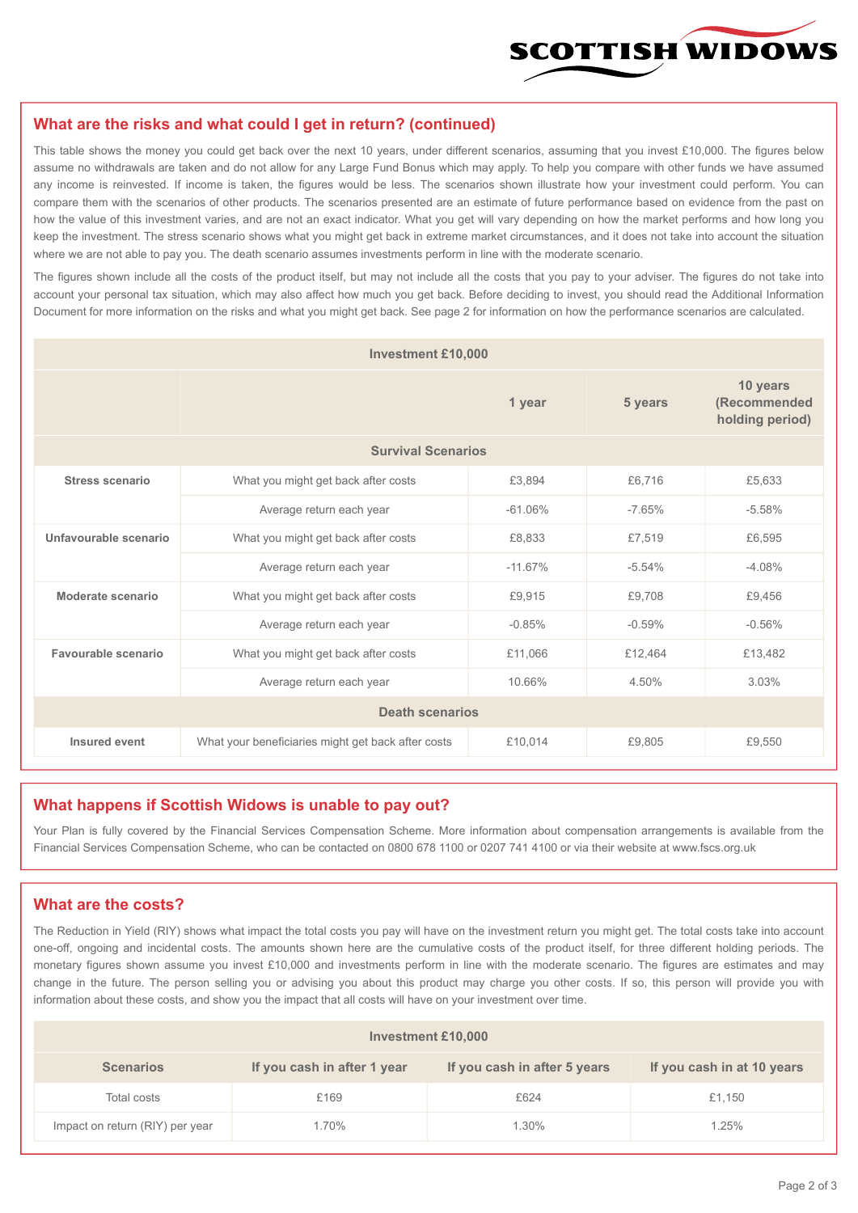## What are the risks and what could I get in return? (continued)

This table shows the money you could get back over the next 10 years, under different scenarios, assuming that you invest £10,000. The figures below assume no withdrawals are taken and do not allow for any Large Fund Bonus which may apply. To help you compare with other funds we have assumed any income is reinvested. If income is taken, the figures would be less. The scenarios shown illustrate how your investment could perform. You can compare them with the scenarios of other products. The scenarios presented are an estimate of future performance based on evidence from the past on how the value of this investment varies, and are not an exact indicator. What you get will vary depending on how the market performs and how long you keep the investment. The stress scenario shows what you might get back in extreme market circumstances, and it does not take into account the situation where we are not able to pay you. The death scenario assumes investments perform in line with the moderate scenario.

The figures shown include all the costs of the product itself, but may not include all the costs that you pay to your adviser. The figures do not take into account your personal tax situation, which may also affect how much you get back. Before deciding to invest, you should read the Additional Information Document for more information on the risks and what you might get back. See page 2 for information on how the performance scenarios are calculated.

| Investment £10,000 | | | | |
|---|---|---|---|---|
| | | **1 year** | **5 years** | **10 years (Recommended holding period)** |
| **Survival Scenarios** | | | | |
| **Stress scenario** | What you might get back after costs | £3,894 | £6,716 | £5,633 |
| | Average return each year | -61.06% | -7.65% | -5.58% |
| **Unfavourable scenario** | What you might get back after costs | £8,833 | £7,519 | £6,595 |
| | Average return each year | -11.67% | -5.54% | -4.08% |
| **Moderate scenario** | What you might get back after costs | £9,915 | £9,708 | £9,456 |
| | Average return each year | -0.85% | -0.59% | -0.56% |
| **Favourable scenario** | What you might get back after costs | £11,066 | £12,464 | £13,482 |
| | Average return each year | 10.66% | 4.50% | 3.03% |
| **Death scenarios** | | | | |
| **Insured event** | What your beneficiaries might get back after costs | £10,014 | £9,805 | £9,550 |

## What happens if Scottish Widows is unable to pay out?

Your Plan is fully covered by the Financial Services Compensation Scheme. More information about compensation arrangements is available from the Financial Services Compensation Scheme, who can be contacted on 0800 678 1100 or 0207 741 4100 or via their website at www.fscs.org.uk

## What are the costs?

The Reduction in Yield (RIY) shows what impact the total costs you pay will have on the investment return you might get. The total costs take into account one-off, ongoing and incidental costs. The amounts shown here are the cumulative costs of the product itself, for three different holding periods. The monetary figures shown assume you invest £10,000 and investments perform in line with the moderate scenario. The figures are estimates and may change in the future. The person selling you or advising you about this product may charge you other costs. If so, this person will provide you with information about these costs, and show you the impact that all costs will have on your investment over time.

| Investment £10,000 | | | |
|---|---|---|---|
| **Scenarios** | **If you cash in after 1 year** | **If you cash in after 5 years** | **If you cash in at 10 years** |
| Total costs | £169 | £624 | £1,150 |
| Impact on return (RIY) per year | 1.70% | 1.30% | 1.25% |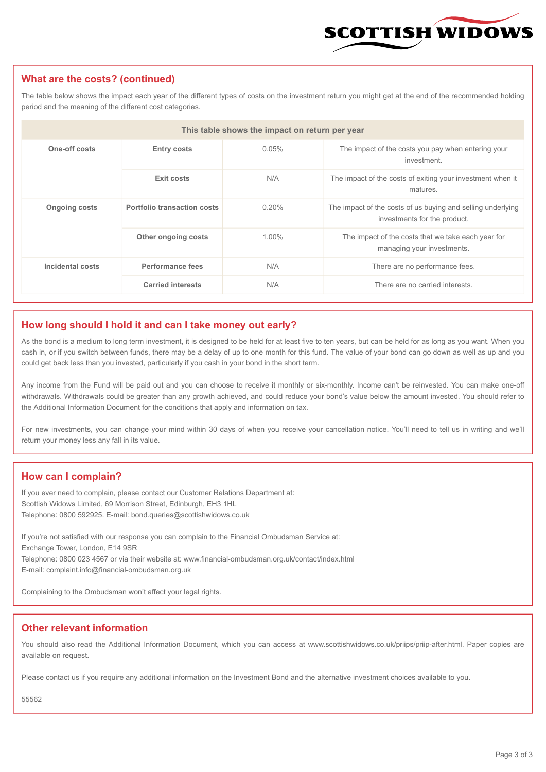## What are the costs? (continued)

The table below shows the impact each year of the different types of costs on the investment return you might get at the end of the recommended holding period and the meaning of the different cost categories.

| This table shows the impact on return per year | | | |
|---|---|---|---|
| **One-off costs** | **Entry costs** | 0.05% | The impact of the costs you pay when entering your investment. |
| | **Exit costs** | N/A | The impact of the costs of exiting your investment when it matures. |
| **Ongoing costs** | **Portfolio transaction costs** | 0.20% | The impact of the costs of us buying and selling underlying investments for the product. |
| | **Other ongoing costs** | 1.00% | The impact of the costs that we take each year for managing your investments. |
| **Incidental costs** | **Performance fees** | N/A | There are no performance fees. |
| | **Carried interests** | N/A | There are no carried interests. |

## How long should I hold it and can I take money out early?

As the bond is a medium to long term investment, it is designed to be held for at least five to ten years, but can be held for as long as you want. When you cash in, or if you switch between funds, there may be a delay of up to one month for this fund. The value of your bond can go down as well as up and you could get back less than you invested, particularly if you cash in your bond in the short term.

Any income from the Fund will be paid out and you can choose to receive it monthly or six-monthly. Income can't be reinvested. You can make one-off withdrawals. Withdrawals could be greater than any growth achieved, and could reduce your bond's value below the amount invested. You should refer to the Additional Information Document for the conditions that apply and information on tax.

For new investments, you can change your mind within 30 days of when you receive your cancellation notice. You'll need to tell us in writing and we'll return your money less any fall in its value.

## How can I complain?

If you ever need to complain, please contact our Customer Relations Department at:
Scottish Widows Limited, 69 Morrison Street, Edinburgh, EH3 1HL
Telephone: 0800 592925. E-mail: bond.queries@scottishwidows.co.uk

If you're not satisfied with our response you can complain to the Financial Ombudsman Service at:
Exchange Tower, London, E14 9SR
Telephone: 0800 023 4567 or via their website at: www.financial-ombudsman.org.uk/contact/index.html
E-mail: complaint.info@financial-ombudsman.org.uk

Complaining to the Ombudsman won't affect your legal rights.

## Other relevant information

You should also read the Additional Information Document, which you can access at www.scottishwidows.co.uk/priips/priip-after.html. Paper copies are available on request.

Please contact us if you require any additional information on the Investment Bond and the alternative investment choices available to you.

55562